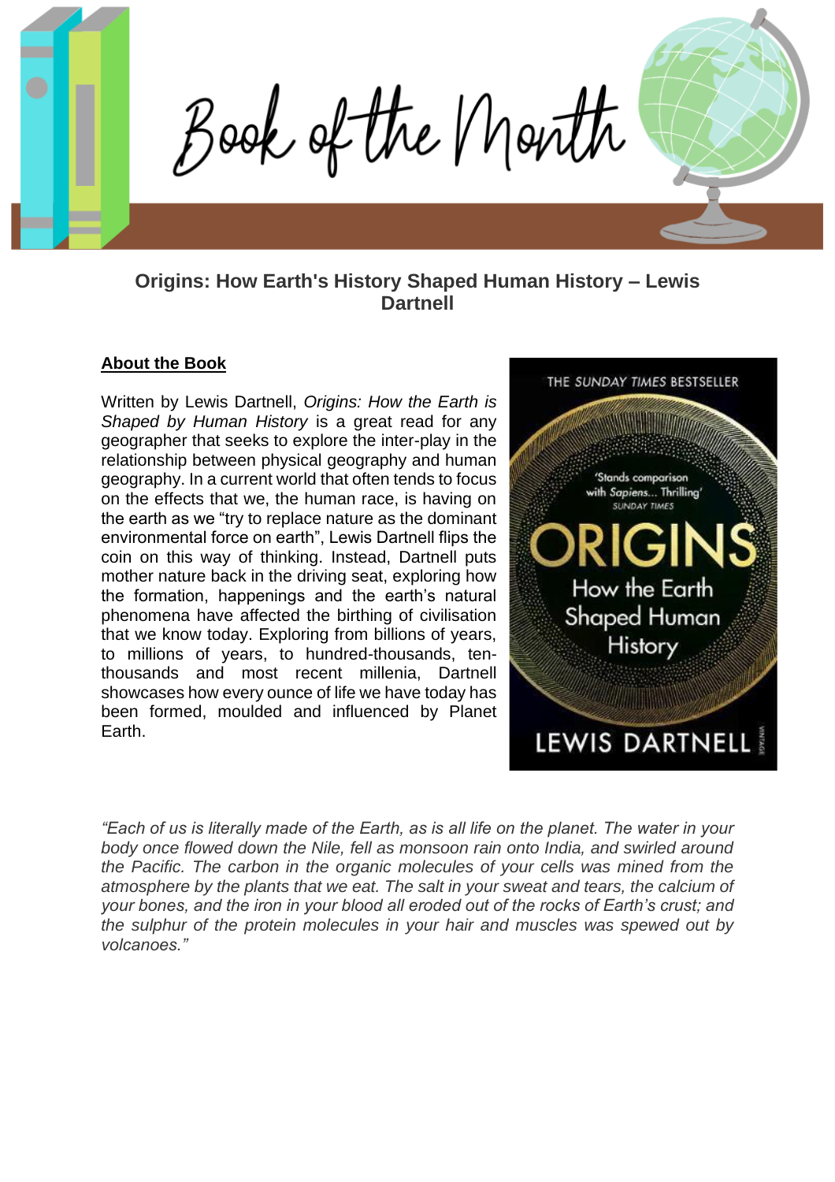# Book of the Month

## Origins: How Earth's History Shaped Human History – Lewis Dartnell

**About the Book**

Written by Lewis Dartnell, *Origins: How the Earth is Shaped by Human History* is a great read for any geographer that seeks to explore the inter-play in the relationship between physical geography and human geography. In a current world that often tends to focus on the effects that we, the human race, is having on the earth as we "try to replace nature as the dominant environmental force on earth", Lewis Dartnell flips the coin on this way of thinking. Instead, Dartnell puts mother nature back in the driving seat, exploring how the formation, happenings and the earth's natural phenomena have affected the birthing of civilisation that we know today. Exploring from billions of years, to millions of years, to hundred-thousands, ten-thousands and most recent millenia, Dartnell showcases how every ounce of life we have today has been formed, moulded and influenced by Planet Earth.

THE *SUNDAY TIMES* BESTSELLER

'Stands comparison with *Sapiens*... Thrilling'
SUNDAY TIMES

ORIGINS
How the Earth Shaped Human History

LEWIS DARTNELL

VINTAGE

*"Each of us is literally made of the Earth, as is all life on the planet. The water in your body once flowed down the Nile, fell as monsoon rain onto India, and swirled around the Pacific. The carbon in the organic molecules of your cells was mined from the atmosphere by the plants that we eat. The salt in your sweat and tears, the calcium of your bones, and the iron in your blood all eroded out of the rocks of Earth's crust; and the sulphur of the protein molecules in your hair and muscles was spewed out by volcanoes."*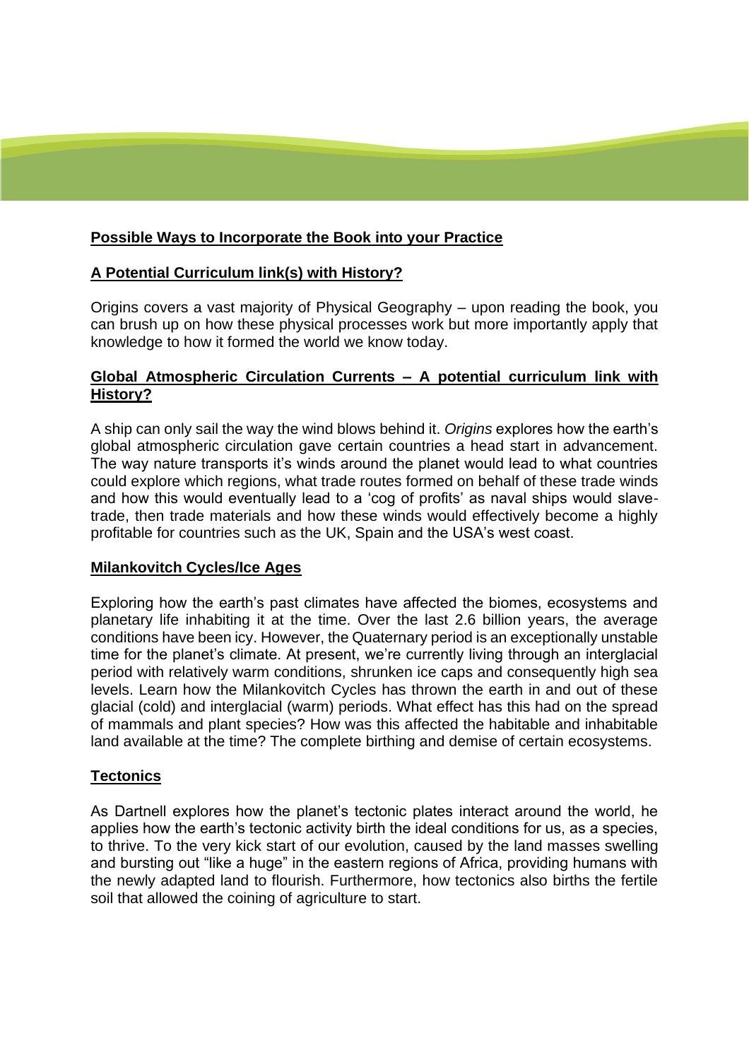**Possible Ways to Incorporate the Book into your Practice**

**A Potential Curriculum link(s) with History?**

Origins covers a vast majority of Physical Geography – upon reading the book, you can brush up on how these physical processes work but more importantly apply that knowledge to how it formed the world we know today.

**Global Atmospheric Circulation Currents – A potential curriculum link with History?**

A ship can only sail the way the wind blows behind it. *Origins* explores how the earth's global atmospheric circulation gave certain countries a head start in advancement. The way nature transports it's winds around the planet would lead to what countries could explore which regions, what trade routes formed on behalf of these trade winds and how this would eventually lead to a 'cog of profits' as naval ships would slave-trade, then trade materials and how these winds would effectively become a highly profitable for countries such as the UK, Spain and the USA's west coast.

**Milankovitch Cycles/Ice Ages**

Exploring how the earth's past climates have affected the biomes, ecosystems and planetary life inhabiting it at the time. Over the last 2.6 billion years, the average conditions have been icy. However, the Quaternary period is an exceptionally unstable time for the planet's climate. At present, we're currently living through an interglacial period with relatively warm conditions, shrunken ice caps and consequently high sea levels. Learn how the Milankovitch Cycles has thrown the earth in and out of these glacial (cold) and interglacial (warm) periods. What effect has this had on the spread of mammals and plant species? How was this affected the habitable and inhabitable land available at the time? The complete birthing and demise of certain ecosystems.

**Tectonics**

As Dartnell explores how the planet's tectonic plates interact around the world, he applies how the earth's tectonic activity birth the ideal conditions for us, as a species, to thrive. To the very kick start of our evolution, caused by the land masses swelling and bursting out "like a huge" in the eastern regions of Africa, providing humans with the newly adapted land to flourish. Furthermore, how tectonics also births the fertile soil that allowed the coining of agriculture to start.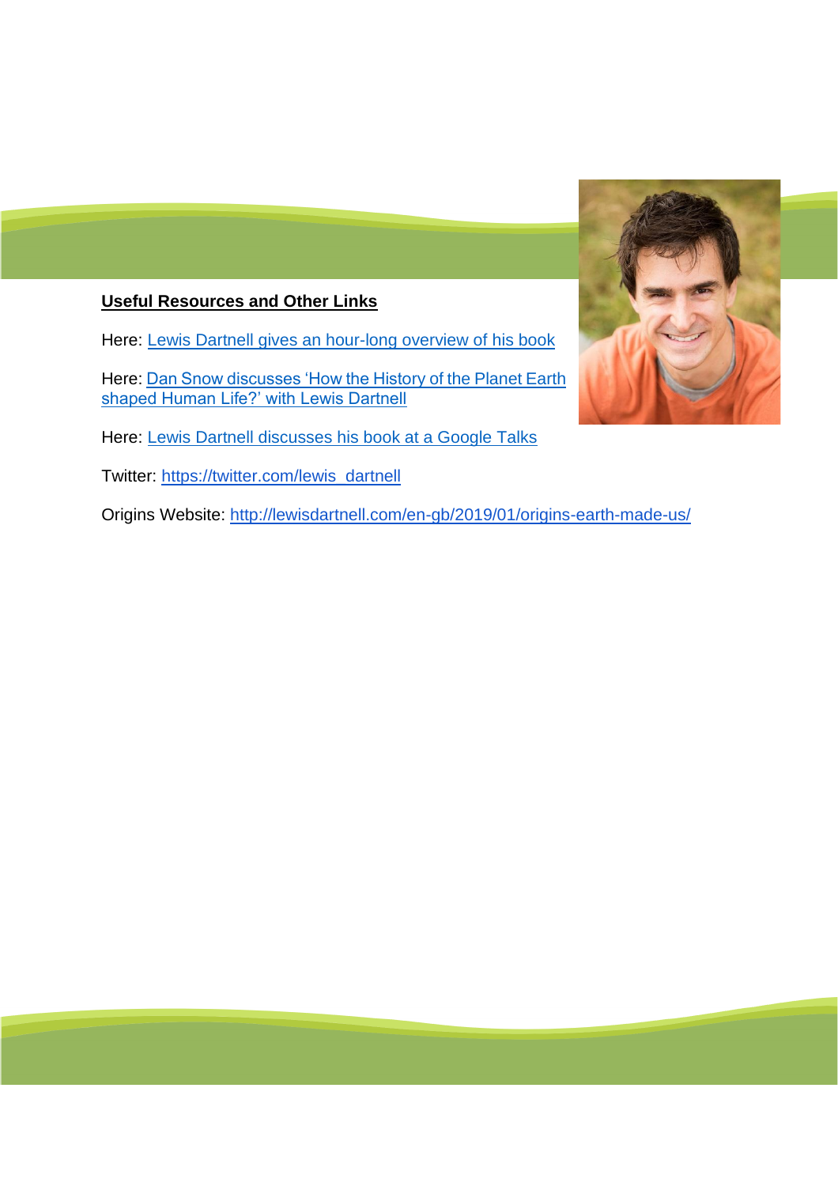## Useful Resources and Other Links

Here: Lewis Dartnell gives an hour-long overview of his book

Here: Dan Snow discusses 'How the History of the Planet Earth shaped Human Life?' with Lewis Dartnell

Here: Lewis Dartnell discusses his book at a Google Talks

Twitter: https://twitter.com/lewis_dartnell

Origins Website: http://lewisdartnell.com/en-gb/2019/01/origins-earth-made-us/